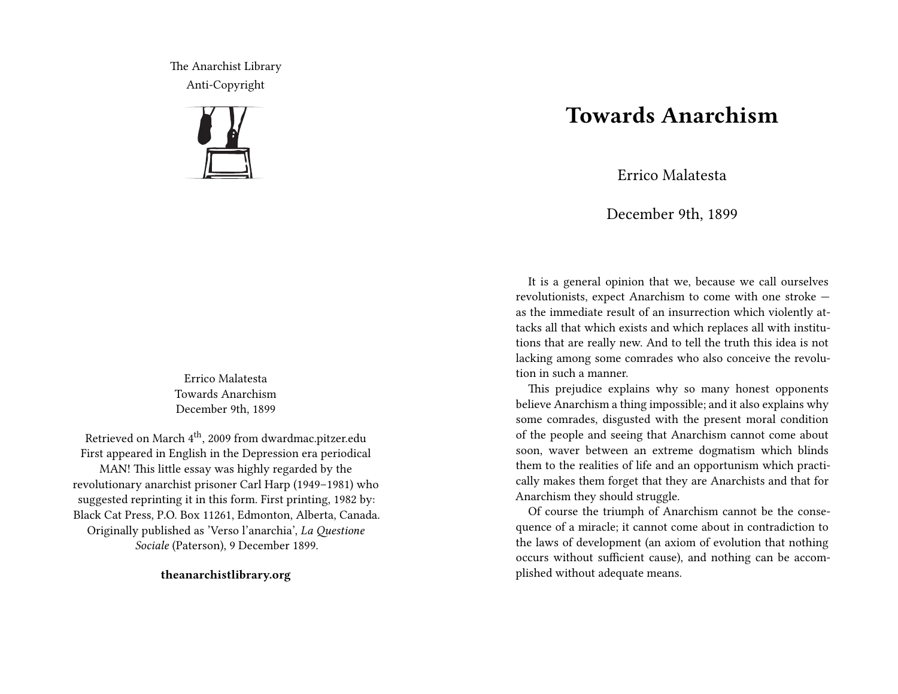The Anarchist Library
Anti-Copyright

Errico Malatesta
Towards Anarchism
December 9th, 1899

Retrieved on March 4th, 2009 from dwardmac.pitzer.edu
First appeared in English in the Depression era periodical MAN! This little essay was highly regarded by the revolutionary anarchist prisoner Carl Harp (1949–1981) who suggested reprinting it in this form. First printing, 1982 by: Black Cat Press, P.O. Box 11261, Edmonton, Alberta, Canada. Originally published as 'Verso l'anarchia', *La Questione Sociale* (Paterson), 9 December 1899.

**theanarchistlibrary.org**

# Towards Anarchism

Errico Malatesta

December 9th, 1899

It is a general opinion that we, because we call ourselves revolutionists, expect Anarchism to come with one stroke — as the immediate result of an insurrection which violently attacks all that which exists and which replaces all with institutions that are really new. And to tell the truth this idea is not lacking among some comrades who also conceive the revolution in such a manner.

This prejudice explains why so many honest opponents believe Anarchism a thing impossible; and it also explains why some comrades, disgusted with the present moral condition of the people and seeing that Anarchism cannot come about soon, waver between an extreme dogmatism which blinds them to the realities of life and an opportunism which practically makes them forget that they are Anarchists and that for Anarchism they should struggle.

Of course the triumph of Anarchism cannot be the consequence of a miracle; it cannot come about in contradiction to the laws of development (an axiom of evolution that nothing occurs without sufficient cause), and nothing can be accomplished without adequate means.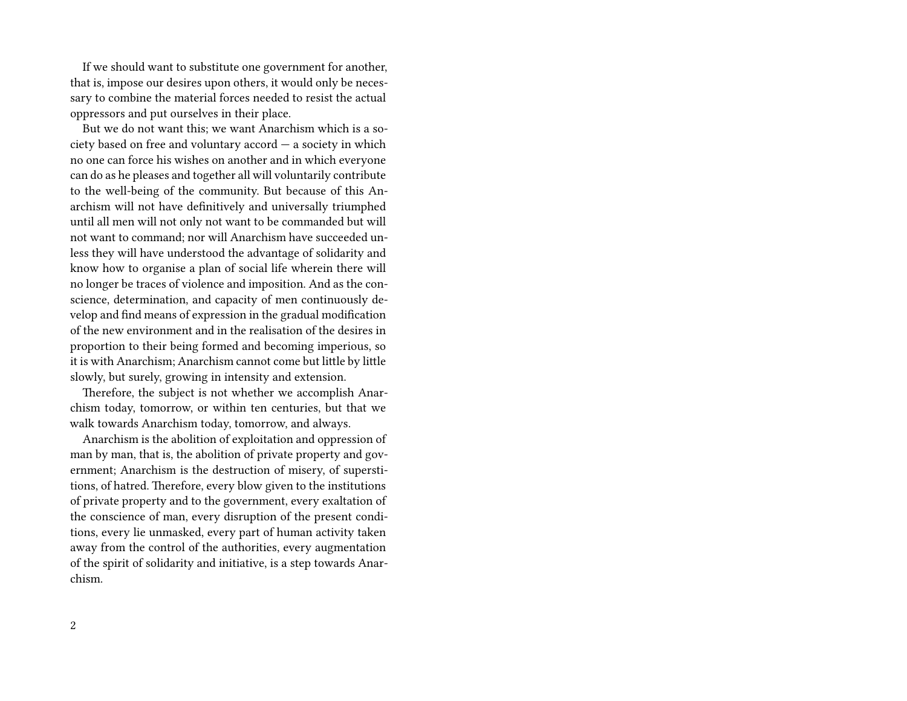If we should want to substitute one government for another, that is, impose our desires upon others, it would only be necessary to combine the material forces needed to resist the actual oppressors and put ourselves in their place.

But we do not want this; we want Anarchism which is a society based on free and voluntary accord — a society in which no one can force his wishes on another and in which everyone can do as he pleases and together all will voluntarily contribute to the well-being of the community. But because of this Anarchism will not have definitively and universally triumphed until all men will not only not want to be commanded but will not want to command; nor will Anarchism have succeeded unless they will have understood the advantage of solidarity and know how to organise a plan of social life wherein there will no longer be traces of violence and imposition. And as the conscience, determination, and capacity of men continuously develop and find means of expression in the gradual modification of the new environment and in the realisation of the desires in proportion to their being formed and becoming imperious, so it is with Anarchism; Anarchism cannot come but little by little slowly, but surely, growing in intensity and extension.

Therefore, the subject is not whether we accomplish Anarchism today, tomorrow, or within ten centuries, but that we walk towards Anarchism today, tomorrow, and always.

Anarchism is the abolition of exploitation and oppression of man by man, that is, the abolition of private property and government; Anarchism is the destruction of misery, of superstitions, of hatred. Therefore, every blow given to the institutions of private property and to the government, every exaltation of the conscience of man, every disruption of the present conditions, every lie unmasked, every part of human activity taken away from the control of the authorities, every augmentation of the spirit of solidarity and initiative, is a step towards Anarchism.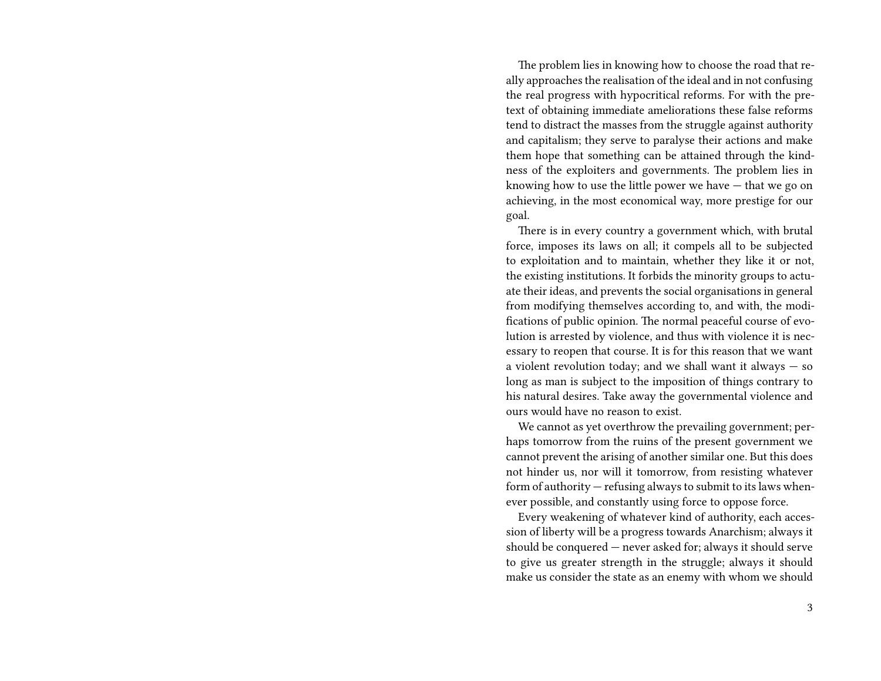The problem lies in knowing how to choose the road that really approaches the realisation of the ideal and in not confusing the real progress with hypocritical reforms. For with the pretext of obtaining immediate ameliorations these false reforms tend to distract the masses from the struggle against authority and capitalism; they serve to paralyse their actions and make them hope that something can be attained through the kindness of the exploiters and governments. The problem lies in knowing how to use the little power we have — that we go on achieving, in the most economical way, more prestige for our goal.

There is in every country a government which, with brutal force, imposes its laws on all; it compels all to be subjected to exploitation and to maintain, whether they like it or not, the existing institutions. It forbids the minority groups to actuate their ideas, and prevents the social organisations in general from modifying themselves according to, and with, the modifications of public opinion. The normal peaceful course of evolution is arrested by violence, and thus with violence it is necessary to reopen that course. It is for this reason that we want a violent revolution today; and we shall want it always — so long as man is subject to the imposition of things contrary to his natural desires. Take away the governmental violence and ours would have no reason to exist.

We cannot as yet overthrow the prevailing government; perhaps tomorrow from the ruins of the present government we cannot prevent the arising of another similar one. But this does not hinder us, nor will it tomorrow, from resisting whatever form of authority — refusing always to submit to its laws whenever possible, and constantly using force to oppose force.

Every weakening of whatever kind of authority, each accession of liberty will be a progress towards Anarchism; always it should be conquered — never asked for; always it should serve to give us greater strength in the struggle; always it should make us consider the state as an enemy with whom we should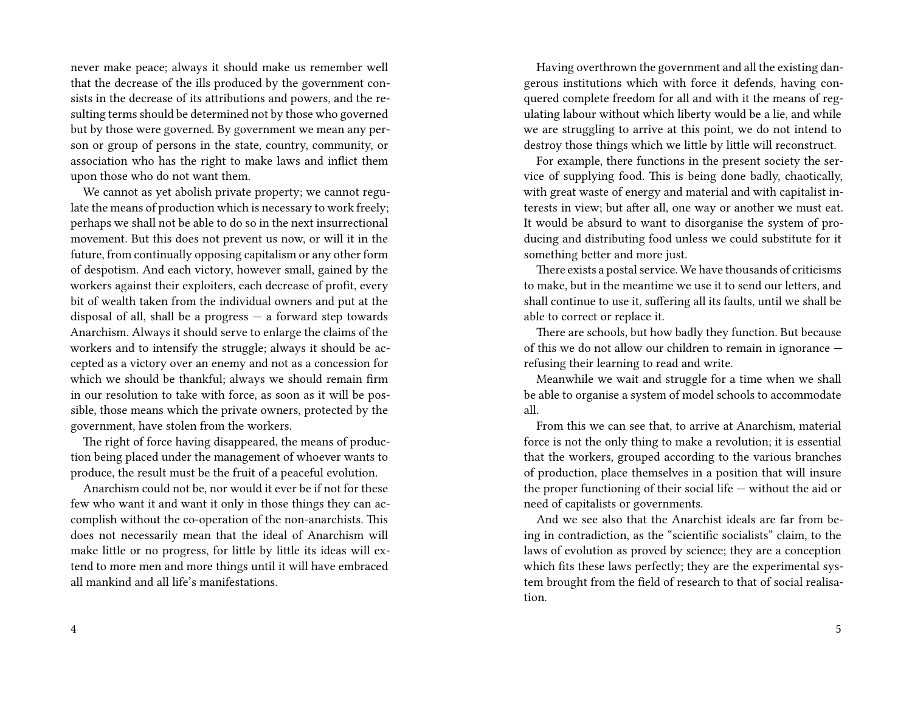never make peace; always it should make us remember well that the decrease of the ills produced by the government consists in the decrease of its attributions and powers, and the resulting terms should be determined not by those who governed but by those were governed. By government we mean any person or group of persons in the state, country, community, or association who has the right to make laws and inflict them upon those who do not want them.

We cannot as yet abolish private property; we cannot regulate the means of production which is necessary to work freely; perhaps we shall not be able to do so in the next insurrectional movement. But this does not prevent us now, or will it in the future, from continually opposing capitalism or any other form of despotism. And each victory, however small, gained by the workers against their exploiters, each decrease of profit, every bit of wealth taken from the individual owners and put at the disposal of all, shall be a progress — a forward step towards Anarchism. Always it should serve to enlarge the claims of the workers and to intensify the struggle; always it should be accepted as a victory over an enemy and not as a concession for which we should be thankful; always we should remain firm in our resolution to take with force, as soon as it will be possible, those means which the private owners, protected by the government, have stolen from the workers.

The right of force having disappeared, the means of production being placed under the management of whoever wants to produce, the result must be the fruit of a peaceful evolution.

Anarchism could not be, nor would it ever be if not for these few who want it and want it only in those things they can accomplish without the co-operation of the non-anarchists. This does not necessarily mean that the ideal of Anarchism will make little or no progress, for little by little its ideas will extend to more men and more things until it will have embraced all mankind and all life's manifestations.

Having overthrown the government and all the existing dangerous institutions which with force it defends, having conquered complete freedom for all and with it the means of regulating labour without which liberty would be a lie, and while we are struggling to arrive at this point, we do not intend to destroy those things which we little by little will reconstruct.

For example, there functions in the present society the service of supplying food. This is being done badly, chaotically, with great waste of energy and material and with capitalist interests in view; but after all, one way or another we must eat. It would be absurd to want to disorganise the system of producing and distributing food unless we could substitute for it something better and more just.

There exists a postal service. We have thousands of criticisms to make, but in the meantime we use it to send our letters, and shall continue to use it, suffering all its faults, until we shall be able to correct or replace it.

There are schools, but how badly they function. But because of this we do not allow our children to remain in ignorance — refusing their learning to read and write.

Meanwhile we wait and struggle for a time when we shall be able to organise a system of model schools to accommodate all.

From this we can see that, to arrive at Anarchism, material force is not the only thing to make a revolution; it is essential that the workers, grouped according to the various branches of production, place themselves in a position that will insure the proper functioning of their social life — without the aid or need of capitalists or governments.

And we see also that the Anarchist ideals are far from being in contradiction, as the "scientific socialists" claim, to the laws of evolution as proved by science; they are a conception which fits these laws perfectly; they are the experimental system brought from the field of research to that of social realisation.